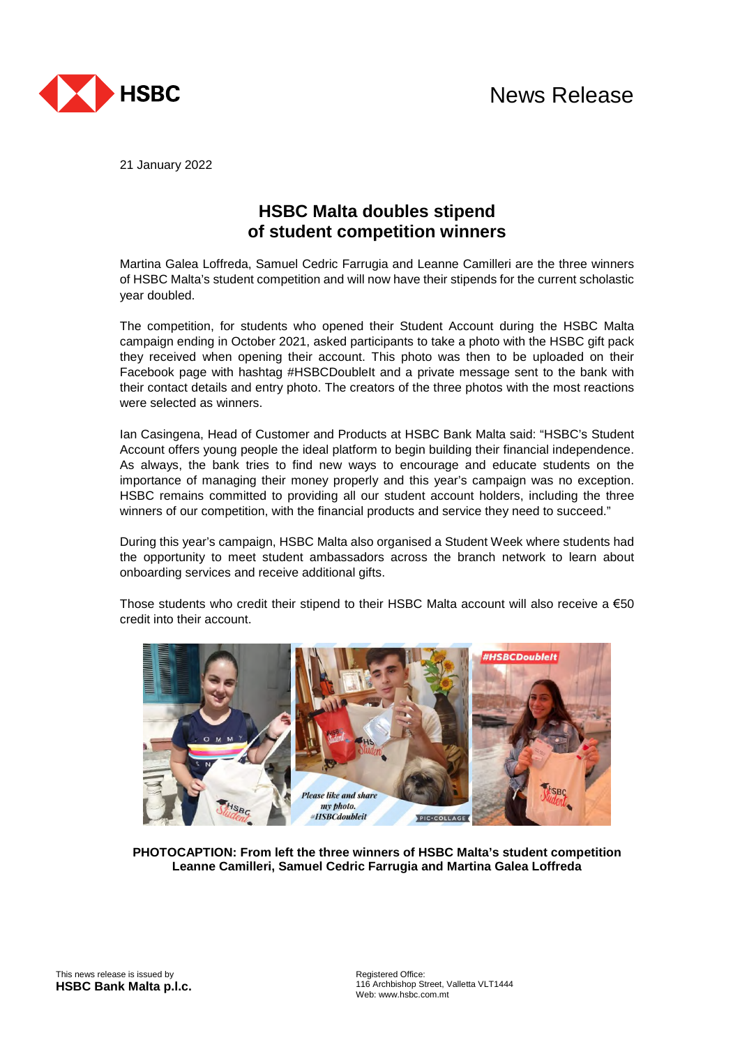News Release

21 January 2022

# HSBC Malta doubles stipend of student competition winners

Martina Galea Loffreda, Samuel Cedric Farrugia and Leanne Camilleri are the three winners of HSBC Malta's student competition and will now have their stipends for the current scholastic year doubled.

The competition, for students who opened their Student Account during the HSBC Malta campaign ending in October 2021, asked participants to take a photo with the HSBC gift pack they received when opening their account. This photo was then to be uploaded on their Facebook page with hashtag #HSBCDoubleIt and a private message sent to the bank with their contact details and entry photo. The creators of the three photos with the most reactions were selected as winners.

Ian Casingena, Head of Customer and Products at HSBC Bank Malta said: "HSBC's Student Account offers young people the ideal platform to begin building their financial independence. As always, the bank tries to find new ways to encourage and educate students on the importance of managing their money properly and this year's campaign was no exception. HSBC remains committed to providing all our student account holders, including the three winners of our competition, with the financial products and service they need to succeed."

During this year's campaign, HSBC Malta also organised a Student Week where students had the opportunity to meet student ambassadors across the branch network to learn about onboarding services and receive additional gifts.

Those students who credit their stipend to their HSBC Malta account will also receive a €50 credit into their account.

**PHOTOCAPTION: From left the three winners of HSBC Malta's student competition Leanne Camilleri, Samuel Cedric Farrugia and Martina Galea Loffreda**

This news release is issued by
**HSBC Bank Malta p.l.c.**

Registered Office:
116 Archbishop Street, Valletta VLT1444
Web: www.hsbc.com.mt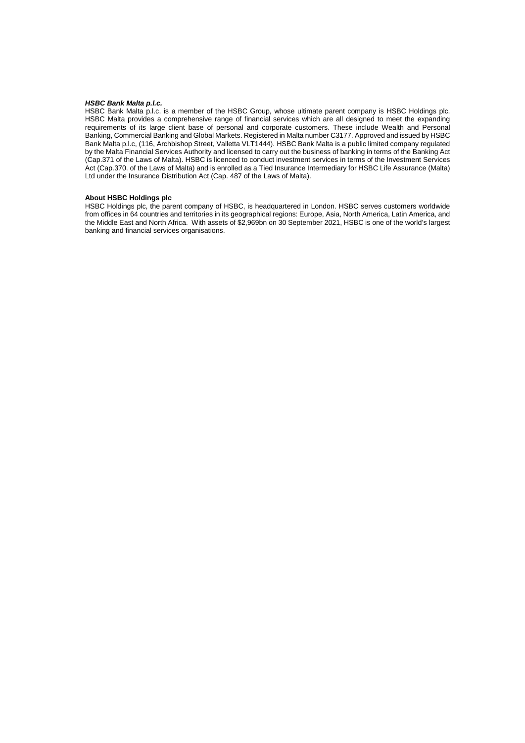***HSBC Bank Malta p.l.c.***

HSBC Bank Malta p.l.c. is a member of the HSBC Group, whose ultimate parent company is HSBC Holdings plc. HSBC Malta provides a comprehensive range of financial services which are all designed to meet the expanding requirements of its large client base of personal and corporate customers. These include Wealth and Personal Banking, Commercial Banking and Global Markets. Registered in Malta number C3177. Approved and issued by HSBC Bank Malta p.l.c, (116, Archbishop Street, Valletta VLT1444). HSBC Bank Malta is a public limited company regulated by the Malta Financial Services Authority and licensed to carry out the business of banking in terms of the Banking Act (Cap.371 of the Laws of Malta). HSBC is licenced to conduct investment services in terms of the Investment Services Act (Cap.370. of the Laws of Malta) and is enrolled as a Tied Insurance Intermediary for HSBC Life Assurance (Malta) Ltd under the Insurance Distribution Act (Cap. 487 of the Laws of Malta).

**About HSBC Holdings plc**

HSBC Holdings plc, the parent company of HSBC, is headquartered in London. HSBC serves customers worldwide from offices in 64 countries and territories in its geographical regions: Europe, Asia, North America, Latin America, and the Middle East and North Africa. With assets of $2,969bn on 30 September 2021, HSBC is one of the world's largest banking and financial services organisations.